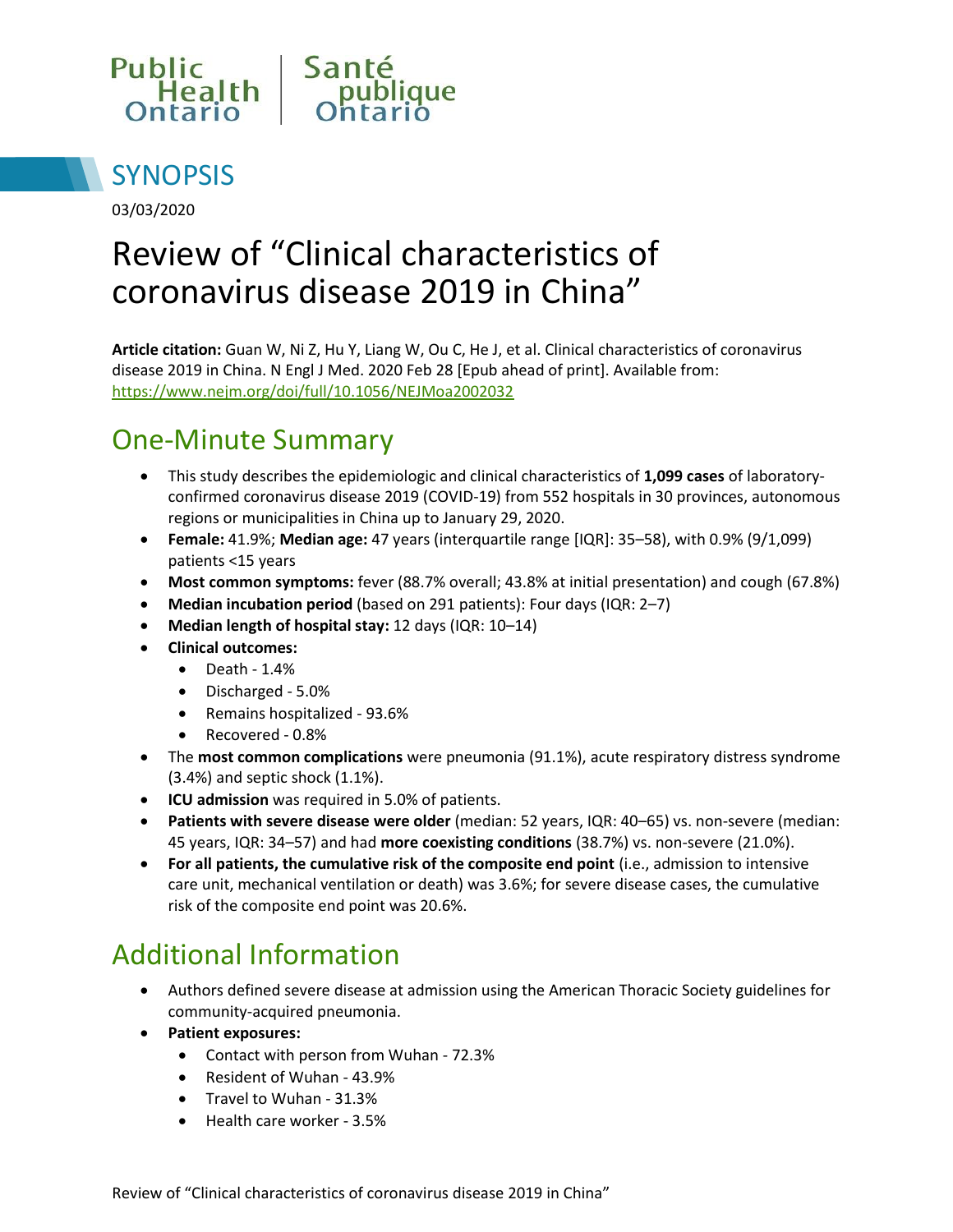Public Health Ontario | Santé publique Ontario

# SYNOPSIS

03/03/2020

# Review of "Clinical characteristics of coronavirus disease 2019 in China"

**Article citation:** Guan W, Ni Z, Hu Y, Liang W, Ou C, He J, et al. Clinical characteristics of coronavirus disease 2019 in China. N Engl J Med. 2020 Feb 28 [Epub ahead of print]. Available from: https://www.nejm.org/doi/full/10.1056/NEJMoa2002032

## One-Minute Summary

- This study describes the epidemiologic and clinical characteristics of **1,099 cases** of laboratory-confirmed coronavirus disease 2019 (COVID-19) from 552 hospitals in 30 provinces, autonomous regions or municipalities in China up to January 29, 2020.
- **Female:** 41.9%; **Median age:** 47 years (interquartile range [IQR]: 35–58), with 0.9% (9/1,099) patients <15 years
- **Most common symptoms:** fever (88.7% overall; 43.8% at initial presentation) and cough (67.8%)
- **Median incubation period** (based on 291 patients): Four days (IQR: 2–7)
- **Median length of hospital stay:** 12 days (IQR: 10–14)
- **Clinical outcomes:**
  - Death - 1.4%
  - Discharged - 5.0%
  - Remains hospitalized - 93.6%
  - Recovered - 0.8%
- The **most common complications** were pneumonia (91.1%), acute respiratory distress syndrome (3.4%) and septic shock (1.1%).
- **ICU admission** was required in 5.0% of patients.
- **Patients with severe disease were older** (median: 52 years, IQR: 40–65) vs. non-severe (median: 45 years, IQR: 34–57) and had **more coexisting conditions** (38.7%) vs. non-severe (21.0%).
- **For all patients, the cumulative risk of the composite end point** (i.e., admission to intensive care unit, mechanical ventilation or death) was 3.6%; for severe disease cases, the cumulative risk of the composite end point was 20.6%.

## Additional Information

- Authors defined severe disease at admission using the American Thoracic Society guidelines for community-acquired pneumonia.
- **Patient exposures:**
  - Contact with person from Wuhan - 72.3%
  - Resident of Wuhan - 43.9%
  - Travel to Wuhan - 31.3%
  - Health care worker - 3.5%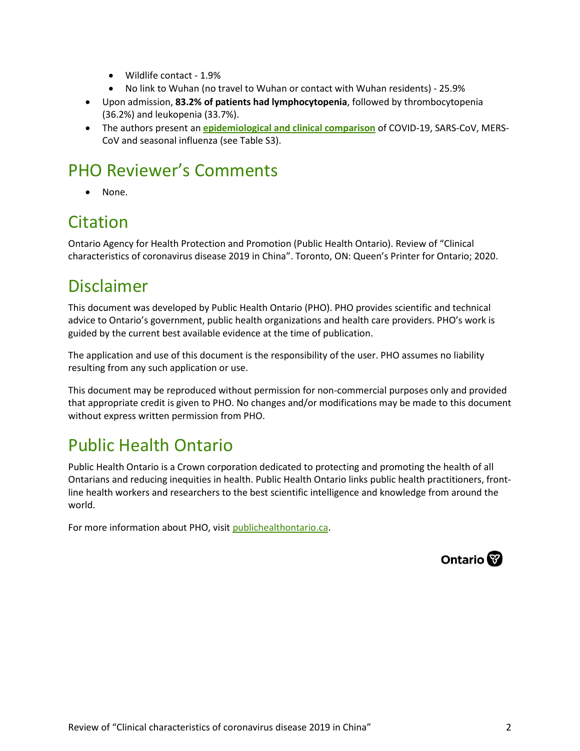- Wildlife contact - 1.9%
    - No link to Wuhan (no travel to Wuhan or contact with Wuhan residents) - 25.9%
- Upon admission, **83.2% of patients had lymphocytopenia**, followed by thrombocytopenia (36.2%) and leukopenia (33.7%).
- The authors present an **epidemiological and clinical comparison** of COVID-19, SARS-CoV, MERS-CoV and seasonal influenza (see Table S3).

## PHO Reviewer's Comments

- None.

## Citation

Ontario Agency for Health Protection and Promotion (Public Health Ontario). Review of "Clinical characteristics of coronavirus disease 2019 in China". Toronto, ON: Queen's Printer for Ontario; 2020.

## Disclaimer

This document was developed by Public Health Ontario (PHO). PHO provides scientific and technical advice to Ontario's government, public health organizations and health care providers. PHO's work is guided by the current best available evidence at the time of publication.

The application and use of this document is the responsibility of the user. PHO assumes no liability resulting from any such application or use.

This document may be reproduced without permission for non-commercial purposes only and provided that appropriate credit is given to PHO. No changes and/or modifications may be made to this document without express written permission from PHO.

## Public Health Ontario

Public Health Ontario is a Crown corporation dedicated to protecting and promoting the health of all Ontarians and reducing inequities in health. Public Health Ontario links public health practitioners, front-line health workers and researchers to the best scientific intelligence and knowledge from around the world.

For more information about PHO, visit publichealthontario.ca.

Ontario